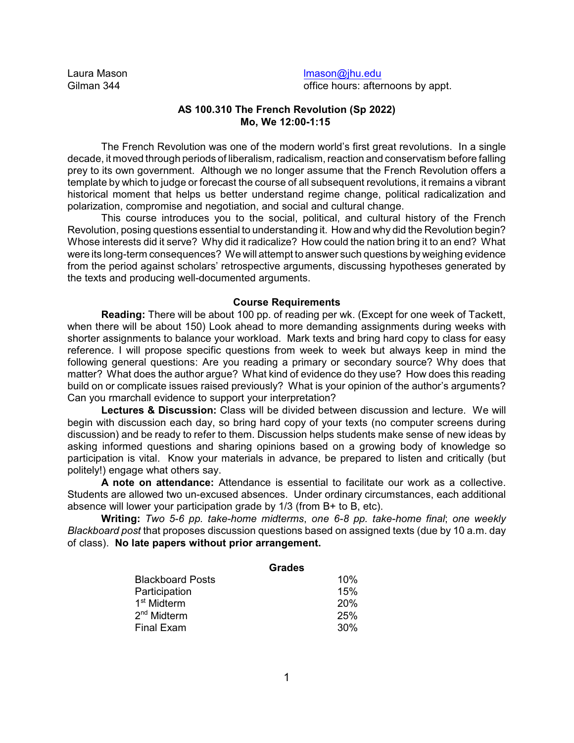Laura Mason
Gilman 344

lmason@jhu.edu
office hours: afternoons by appt.

**AS 100.310 The French Revolution (Sp 2022)**
**Mo, We 12:00-1:15**

The French Revolution was one of the modern world's first great revolutions. In a single decade, it moved through periods of liberalism, radicalism, reaction and conservatism before falling prey to its own government. Although we no longer assume that the French Revolution offers a template by which to judge or forecast the course of all subsequent revolutions, it remains a vibrant historical moment that helps us better understand regime change, political radicalization and polarization, compromise and negotiation, and social and cultural change.

This course introduces you to the social, political, and cultural history of the French Revolution, posing questions essential to understanding it. How and why did the Revolution begin? Whose interests did it serve? Why did it radicalize? How could the nation bring it to an end? What were its long-term consequences? We will attempt to answer such questions by weighing evidence from the period against scholars' retrospective arguments, discussing hypotheses generated by the texts and producing well-documented arguments.

## Course Requirements

**Reading:** There will be about 100 pp. of reading per wk. (Except for one week of Tackett, when there will be about 150) Look ahead to more demanding assignments during weeks with shorter assignments to balance your workload. Mark texts and bring hard copy to class for easy reference. I will propose specific questions from week to week but always keep in mind the following general questions: Are you reading a primary or secondary source? Why does that matter? What does the author argue? What kind of evidence do they use? How does this reading build on or complicate issues raised previously? What is your opinion of the author's arguments? Can you rmarchall evidence to support your interpretation?

**Lectures & Discussion:** Class will be divided between discussion and lecture. We will begin with discussion each day, so bring hard copy of your texts (no computer screens during discussion) and be ready to refer to them. Discussion helps students make sense of new ideas by asking informed questions and sharing opinions based on a growing body of knowledge so participation is vital. Know your materials in advance, be prepared to listen and critically (but politely!) engage what others say.

**A note on attendance:** Attendance is essential to facilitate our work as a collective. Students are allowed two un-excused absences. Under ordinary circumstances, each additional absence will lower your participation grade by 1/3 (from B+ to B, etc).

**Writing:** *Two 5-6 pp. take-home midterms*, *one 6-8 pp. take-home final*; *one weekly Blackboard post* that proposes discussion questions based on assigned texts (due by 10 a.m. day of class). **No late papers without prior arrangement.**

**Grades**

| | |
|---|---|
| Blackboard Posts | 10% |
| Participation | 15% |
| 1st Midterm | 20% |
| 2nd Midterm | 25% |
| Final Exam | 30% |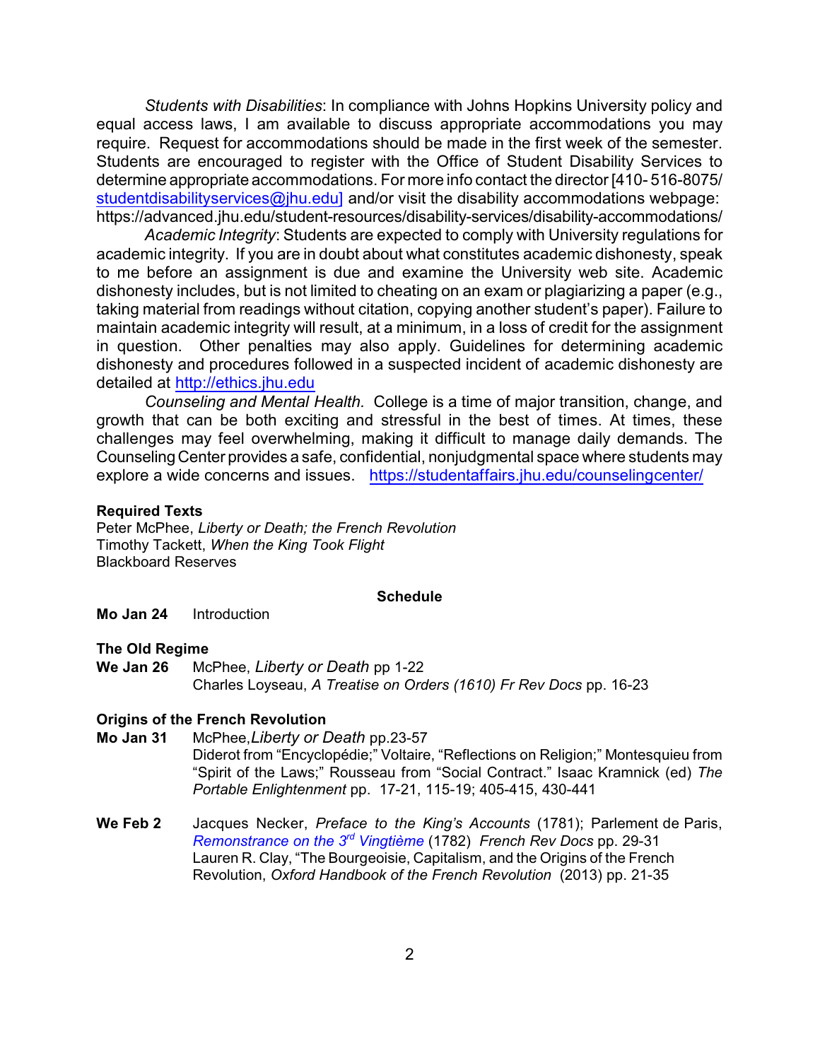*Students with Disabilities*: In compliance with Johns Hopkins University policy and equal access laws, I am available to discuss appropriate accommodations you may require. Request for accommodations should be made in the first week of the semester. Students are encouraged to register with the Office of Student Disability Services to determine appropriate accommodations. For more info contact the director [410- 516-8075/ studentdisabilityservices@jhu.edu] and/or visit the disability accommodations webpage: https://advanced.jhu.edu/student-resources/disability-services/disability-accommodations/

*Academic Integrity*: Students are expected to comply with University regulations for academic integrity. If you are in doubt about what constitutes academic dishonesty, speak to me before an assignment is due and examine the University web site. Academic dishonesty includes, but is not limited to cheating on an exam or plagiarizing a paper (e.g., taking material from readings without citation, copying another student's paper). Failure to maintain academic integrity will result, at a minimum, in a loss of credit for the assignment in question. Other penalties may also apply. Guidelines for determining academic dishonesty and procedures followed in a suspected incident of academic dishonesty are detailed at http://ethics.jhu.edu

*Counseling and Mental Health.* College is a time of major transition, change, and growth that can be both exciting and stressful in the best of times. At times, these challenges may feel overwhelming, making it difficult to manage daily demands. The Counseling Center provides a safe, confidential, nonjudgmental space where students may explore a wide concerns and issues. https://studentaffairs.jhu.edu/counselingcenter/

**Required Texts**
Peter McPhee, *Liberty or Death; the French Revolution*
Timothy Tackett, *When the King Took Flight*
Blackboard Reserves

**Schedule**

**Mo Jan 24** Introduction

**The Old Regime**

**We Jan 26** McPhee, *Liberty or Death* pp 1-22
Charles Loyseau, *A Treatise on Orders (1610) Fr Rev Docs* pp. 16-23

**Origins of the French Revolution**

**Mo Jan 31** McPhee,*Liberty or Death* pp.23-57
Diderot from "Encyclopédie;" Voltaire, "Reflections on Religion;" Montesquieu from "Spirit of the Laws;" Rousseau from "Social Contract." Isaac Kramnick (ed) *The Portable Enlightenment* pp. 17-21, 115-19; 405-415, 430-441

**We Feb 2** Jacques Necker, *Preface to the King's Accounts* (1781); Parlement de Paris, *Remonstrance on the 3rd Vingtième* (1782) *French Rev Docs* pp. 29-31
Lauren R. Clay, "The Bourgeoisie, Capitalism, and the Origins of the French Revolution, *Oxford Handbook of the French Revolution* (2013) pp. 21-35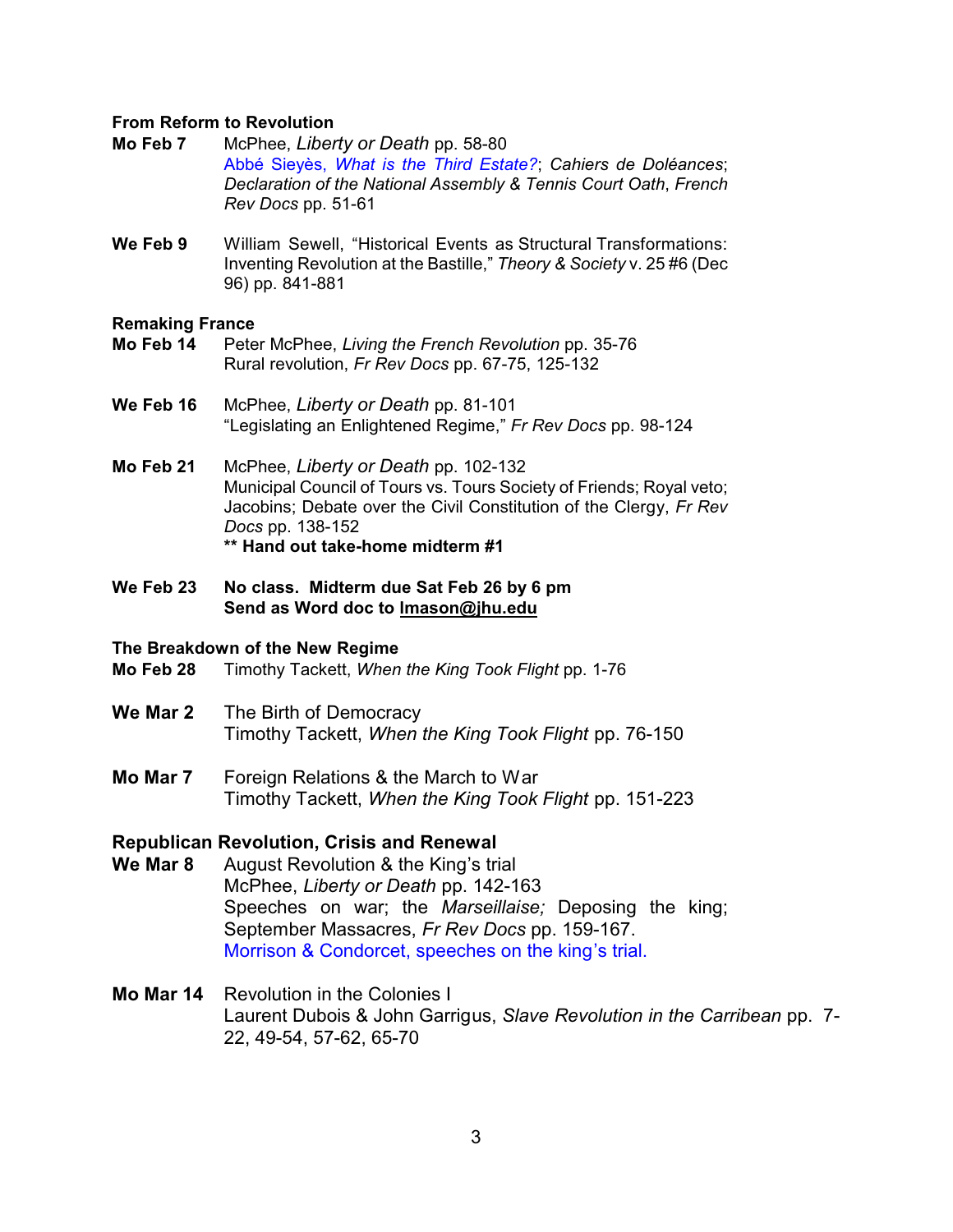**From Reform to Revolution**

**Mo Feb 7** McPhee, *Liberty or Death* pp. 58-80
Abbé Sieyès, *What is the Third Estate?*; *Cahiers de Doléances*; *Declaration of the National Assembly & Tennis Court Oath*, *French Rev Docs* pp. 51-61

**We Feb 9** William Sewell, "Historical Events as Structural Transformations: Inventing Revolution at the Bastille," *Theory & Society* v. 25 #6 (Dec 96) pp. 841-881

**Remaking France**

**Mo Feb 14** Peter McPhee, *Living the French Revolution* pp. 35-76
Rural revolution, *Fr Rev Docs* pp. 67-75, 125-132

**We Feb 16** McPhee, *Liberty or Death* pp. 81-101
"Legislating an Enlightened Regime," *Fr Rev Docs* pp. 98-124

**Mo Feb 21** McPhee, *Liberty or Death* pp. 102-132
Municipal Council of Tours vs. Tours Society of Friends; Royal veto; Jacobins; Debate over the Civil Constitution of the Clergy, *Fr Rev Docs* pp. 138-152
**** Hand out take-home midterm #1**

**We Feb 23** **No class. Midterm due Sat Feb 26 by 6 pm**
**Send as Word doc to lmason@jhu.edu**

**The Breakdown of the New Regime**

**Mo Feb 28** Timothy Tackett, *When the King Took Flight* pp. 1-76

**We Mar 2** The Birth of Democracy
Timothy Tackett, *When the King Took Flight* pp. 76-150

**Mo Mar 7** Foreign Relations & the March to War
Timothy Tackett, *When the King Took Flight* pp. 151-223

**Republican Revolution, Crisis and Renewal**

**We Mar 8** August Revolution & the King's trial
McPhee, *Liberty or Death* pp. 142-163
Speeches on war; the *Marseillaise;* Deposing the king; September Massacres, *Fr Rev Docs* pp. 159-167.
Morrison & Condorcet, speeches on the king's trial.

**Mo Mar 14** Revolution in the Colonies I
Laurent Dubois & John Garrigus, *Slave Revolution in the Carribean* pp. 7-22, 49-54, 57-62, 65-70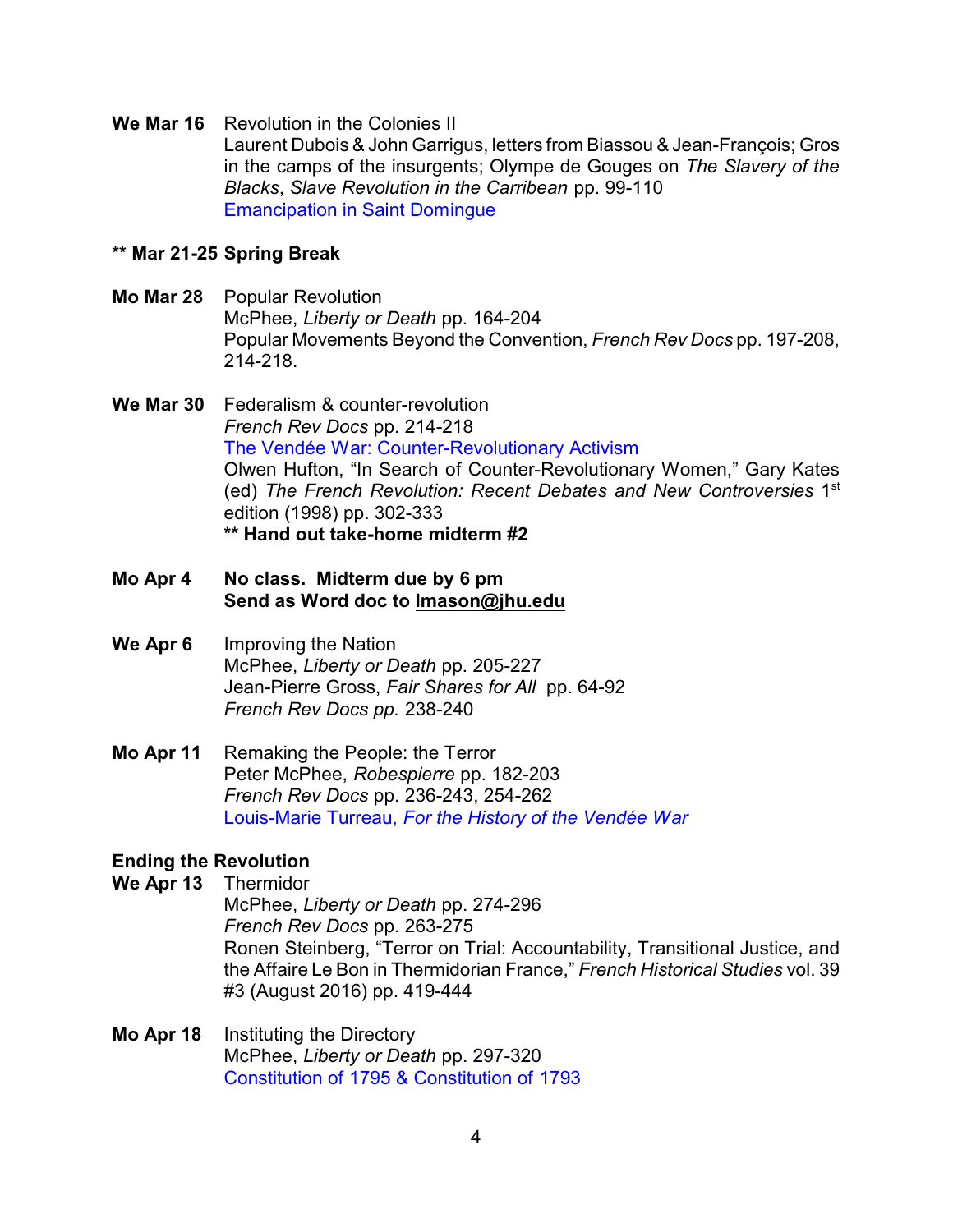**We Mar 16** Revolution in the Colonies II
Laurent Dubois & John Garrigus, letters from Biassou & Jean-François; Gros in the camps of the insurgents; Olympe de Gouges on *The Slavery of the Blacks*, *Slave Revolution in the Carribean* pp. 99-110
Emancipation in Saint Domingue

**** Mar 21-25 Spring Break**

**Mo Mar 28** Popular Revolution
McPhee, *Liberty or Death* pp. 164-204
Popular Movements Beyond the Convention, *French Rev Docs* pp. 197-208, 214-218.

**We Mar 30** Federalism & counter-revolution
*French Rev Docs* pp. 214-218
The Vendée War: Counter-Revolutionary Activism
Olwen Hufton, "In Search of Counter-Revolutionary Women," Gary Kates (ed) *The French Revolution: Recent Debates and New Controversies* 1st edition (1998) pp. 302-333
**** Hand out take-home midterm #2**

**Mo Apr 4** **No class. Midterm due by 6 pm**
**Send as Word doc to lmason@jhu.edu**

**We Apr 6** Improving the Nation
McPhee, *Liberty or Death* pp. 205-227
Jean-Pierre Gross, *Fair Shares for All* pp. 64-92
*French Rev Docs pp.* 238-240

**Mo Apr 11** Remaking the People: the Terror
Peter McPhee, *Robespierre* pp. 182-203
*French Rev Docs* pp. 236-243, 254-262
Louis-Marie Turreau, *For the History of the Vendée War*

## Ending the Revolution

**We Apr 13** Thermidor
McPhee, *Liberty or Death* pp. 274-296
*French Rev Docs* pp. 263-275
Ronen Steinberg, "Terror on Trial: Accountability, Transitional Justice, and the Affaire Le Bon in Thermidorian France," *French Historical Studies* vol. 39 #3 (August 2016) pp. 419-444

**Mo Apr 18** Instituting the Directory
McPhee, *Liberty or Death* pp. 297-320
Constitution of 1795 & Constitution of 1793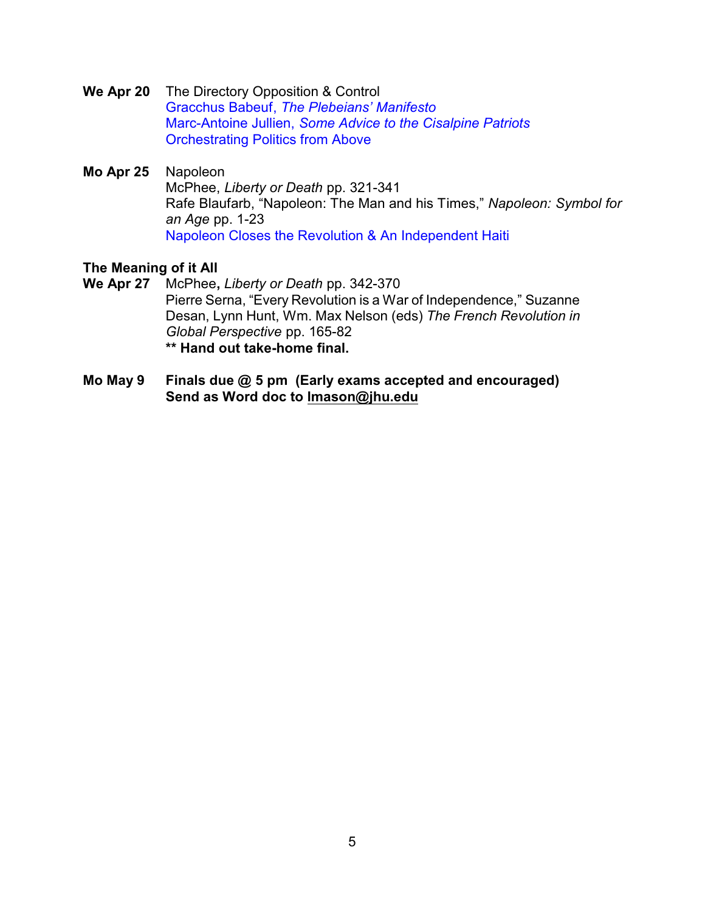**We Apr 20** The Directory Opposition & Control
Gracchus Babeuf, *The Plebeians' Manifesto*
Marc-Antoine Jullien, *Some Advice to the Cisalpine Patriots*
Orchestrating Politics from Above

**Mo Apr 25** Napoleon
McPhee, *Liberty or Death* pp. 321-341
Rafe Blaufarb, "Napoleon: The Man and his Times," *Napoleon: Symbol for an Age* pp. 1-23
Napoleon Closes the Revolution & An Independent Haiti

**The Meaning of it All**

**We Apr 27** McPhee**,** *Liberty or Death* pp. 342-370
Pierre Serna, "Every Revolution is a War of Independence," Suzanne Desan, Lynn Hunt, Wm. Max Nelson (eds) *The French Revolution in Global Perspective* pp. 165-82
**** Hand out take-home final.**

**Mo May 9** **Finals due @ 5 pm (Early exams accepted and encouraged)**
**Send as Word doc to lmason@jhu.edu**